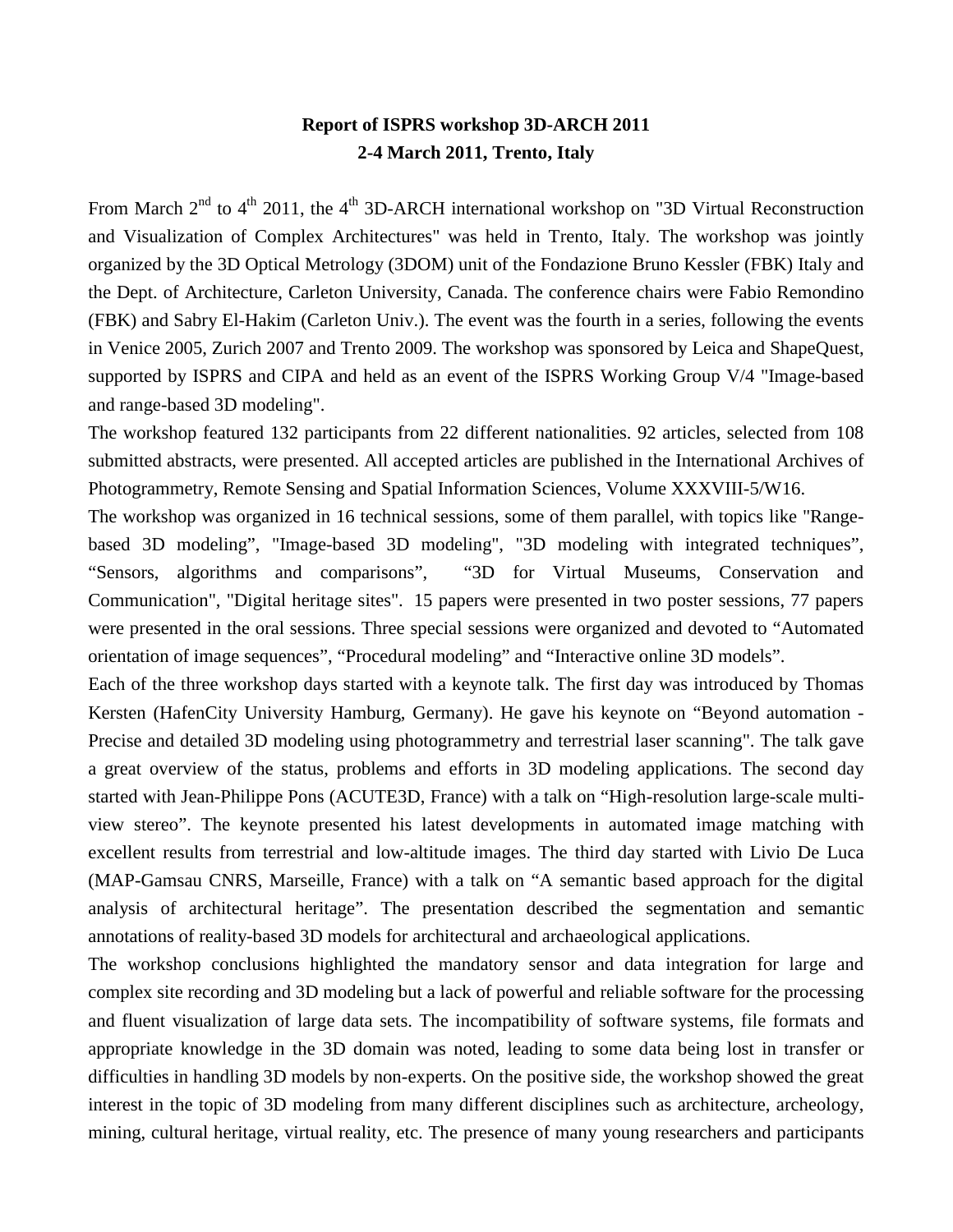**Report of ISPRS workshop 3D-ARCH 2011**

**2-4 March 2011, Trento, Italy**

From March 2nd to 4th 2011, the 4th 3D-ARCH international workshop on "3D Virtual Reconstruction and Visualization of Complex Architectures" was held in Trento, Italy. The workshop was jointly organized by the 3D Optical Metrology (3DOM) unit of the Fondazione Bruno Kessler (FBK) Italy and the Dept. of Architecture, Carleton University, Canada. The conference chairs were Fabio Remondino (FBK) and Sabry El-Hakim (Carleton Univ.). The event was the fourth in a series, following the events in Venice 2005, Zurich 2007 and Trento 2009. The workshop was sponsored by Leica and ShapeQuest, supported by ISPRS and CIPA and held as an event of the ISPRS Working Group V/4 "Image-based and range-based 3D modeling".

The workshop featured 132 participants from 22 different nationalities. 92 articles, selected from 108 submitted abstracts, were presented. All accepted articles are published in the International Archives of Photogrammetry, Remote Sensing and Spatial Information Sciences, Volume XXXVIII-5/W16.

The workshop was organized in 16 technical sessions, some of them parallel, with topics like "Range-based 3D modeling", "Image-based 3D modeling", "3D modeling with integrated techniques", "Sensors, algorithms and comparisons", "3D for Virtual Museums, Conservation and Communication", "Digital heritage sites". 15 papers were presented in two poster sessions, 77 papers were presented in the oral sessions. Three special sessions were organized and devoted to "Automated orientation of image sequences", "Procedural modeling" and "Interactive online 3D models".

Each of the three workshop days started with a keynote talk. The first day was introduced by Thomas Kersten (HafenCity University Hamburg, Germany). He gave his keynote on "Beyond automation - Precise and detailed 3D modeling using photogrammetry and terrestrial laser scanning". The talk gave a great overview of the status, problems and efforts in 3D modeling applications. The second day started with Jean-Philippe Pons (ACUTE3D, France) with a talk on "High-resolution large-scale multi-view stereo". The keynote presented his latest developments in automated image matching with excellent results from terrestrial and low-altitude images. The third day started with Livio De Luca (MAP-Gamsau CNRS, Marseille, France) with a talk on "A semantic based approach for the digital analysis of architectural heritage". The presentation described the segmentation and semantic annotations of reality-based 3D models for architectural and archaeological applications.

The workshop conclusions highlighted the mandatory sensor and data integration for large and complex site recording and 3D modeling but a lack of powerful and reliable software for the processing and fluent visualization of large data sets. The incompatibility of software systems, file formats and appropriate knowledge in the 3D domain was noted, leading to some data being lost in transfer or difficulties in handling 3D models by non-experts. On the positive side, the workshop showed the great interest in the topic of 3D modeling from many different disciplines such as architecture, archeology, mining, cultural heritage, virtual reality, etc. The presence of many young researchers and participants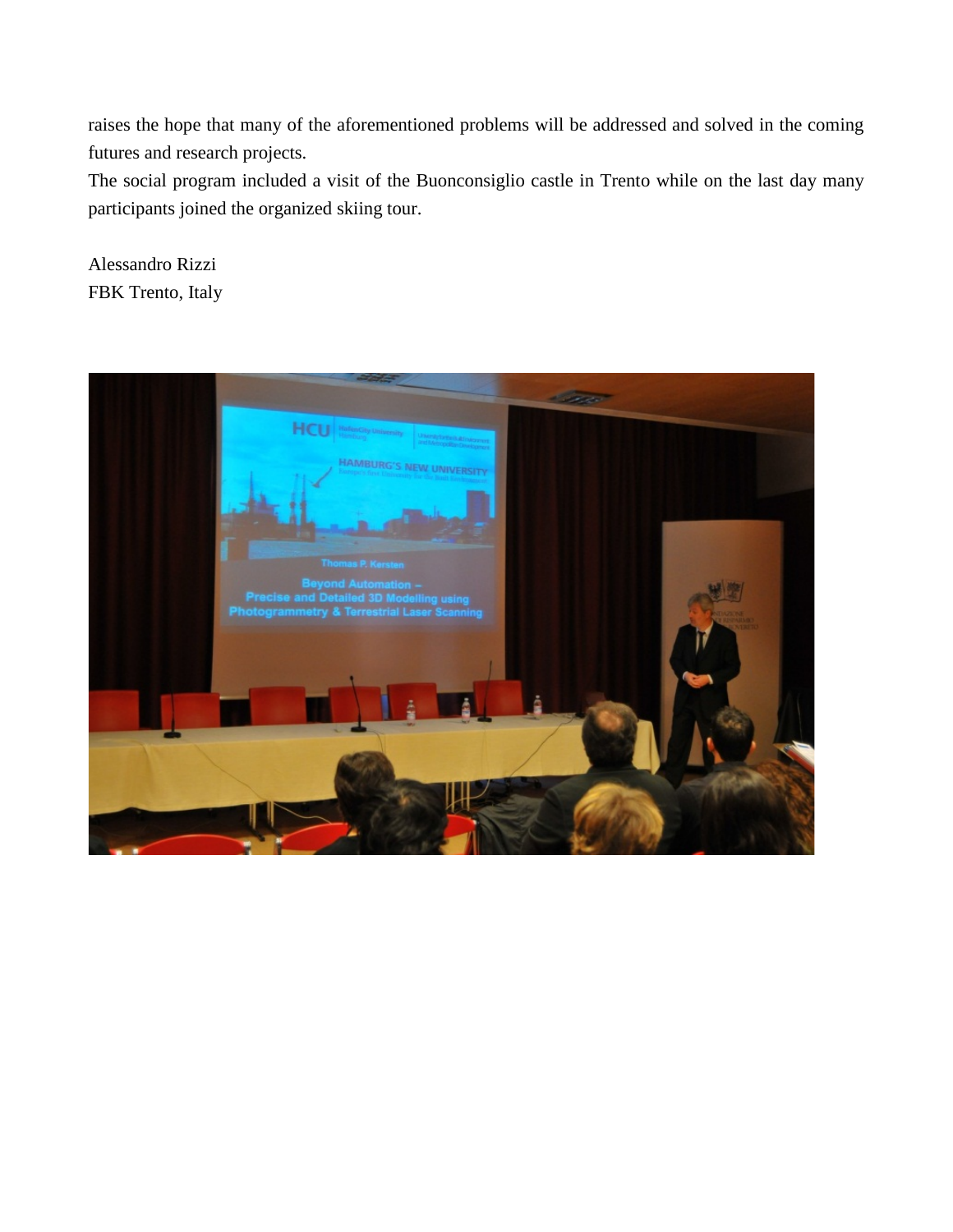raises the hope that many of the aforementioned problems will be addressed and solved in the coming futures and research projects.

The social program included a visit of the Buonconsiglio castle in Trento while on the last day many participants joined the organized skiing tour.

Alessandro Rizzi
FBK Trento, Italy